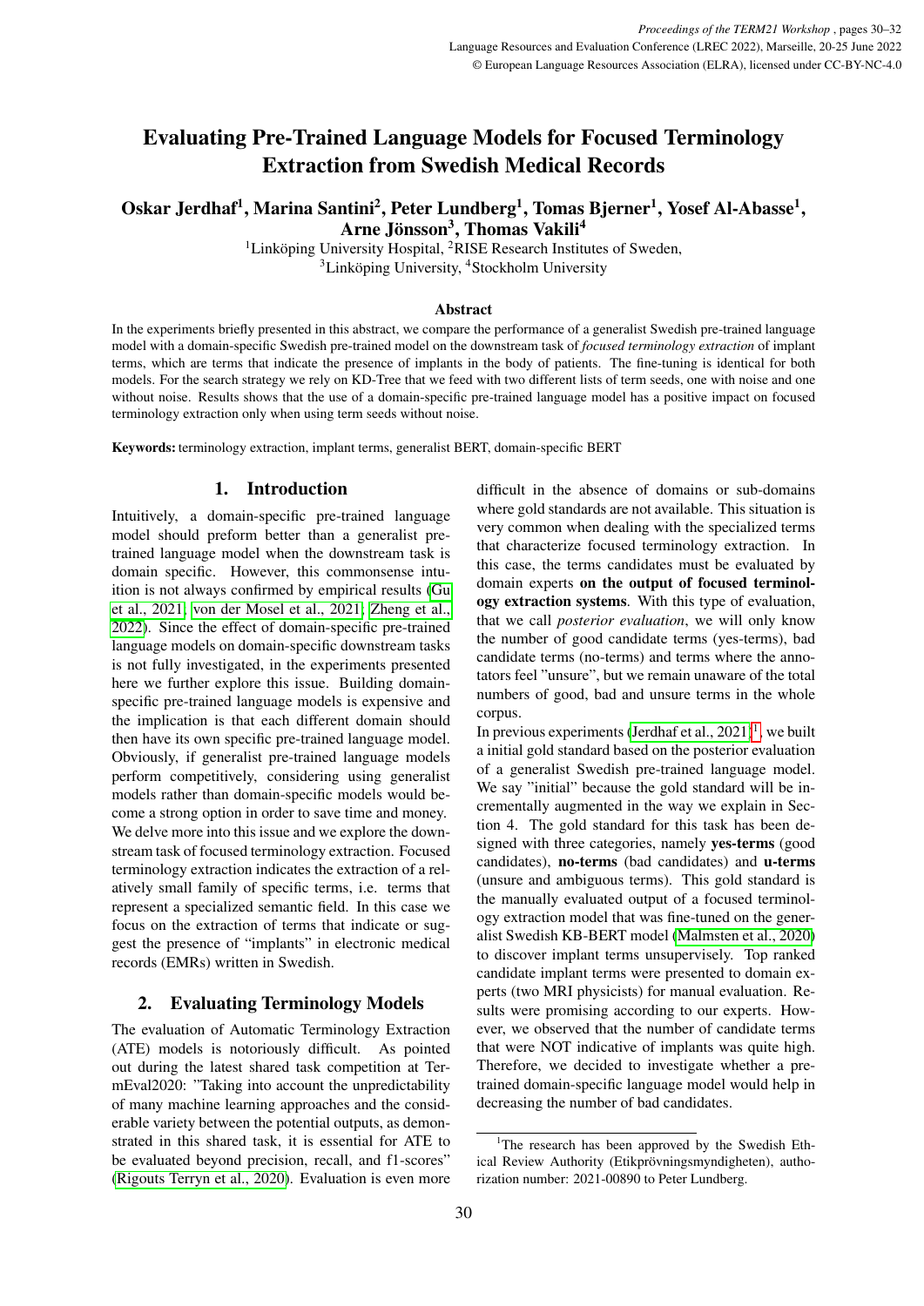# Evaluating Pre-Trained Language Models for Focused Terminology Extraction from Swedish Medical Records

**Oskar Jerdhaf[1], Marina Santini[2], Peter Lundberg[1], Tomas Bjerner[1], Yosef Al-Abasse[1], Arne Jönsson[3], Thomas Vakili[4]**

[1]Linköping University Hospital, [2]RISE Research Institutes of Sweden,
[3]Linköping University, [4]Stockholm University

### Abstract

In the experiments briefly presented in this abstract, we compare the performance of a generalist Swedish pre-trained language model with a domain-specific Swedish pre-trained model on the downstream task of *focused terminology extraction* of implant terms, which are terms that indicate the presence of implants in the body of patients. The fine-tuning is identical for both models. For the search strategy we rely on KD-Tree that we feed with two different lists of term seeds, one with noise and one without noise. Results shows that the use of a domain-specific pre-trained language model has a positive impact on focused terminology extraction only when using term seeds without noise.

**Keywords:** terminology extraction, implant terms, generalist BERT, domain-specific BERT

## 1. Introduction

Intuitively, a domain-specific pre-trained language model should preform better than a generalist pre-trained language model when the downstream task is domain specific. However, this commonsense intuition is not always confirmed by empirical results (Gu et al., 2021; von der Mosel et al., 2021; Zheng et al., 2022). Since the effect of domain-specific pre-trained language models on domain-specific downstream tasks is not fully investigated, in the experiments presented here we further explore this issue. Building domain-specific pre-trained language models is expensive and the implication is that each different domain should then have its own specific pre-trained language model. Obviously, if generalist pre-trained language models perform competitively, considering using generalist models rather than domain-specific models would become a strong option in order to save time and money. We delve more into this issue and we explore the downstream task of focused terminology extraction. Focused terminology extraction indicates the extraction of a relatively small family of specific terms, i.e. terms that represent a specialized semantic field. In this case we focus on the extraction of terms that indicate or suggest the presence of "implants" in electronic medical records (EMRs) written in Swedish.

## 2. Evaluating Terminology Models

The evaluation of Automatic Terminology Extraction (ATE) models is notoriously difficult. As pointed out during the latest shared task competition at TermEval2020: "Taking into account the unpredictability of many machine learning approaches and the considerable variety between the potential outputs, as demonstrated in this shared task, it is essential for ATE to be evaluated beyond precision, recall, and f1-scores" (Rigouts Terryn et al., 2020). Evaluation is even more difficult in the absence of domains or sub-domains where gold standards are not available. This situation is very common when dealing with the specialized terms that characterize focused terminology extraction. In this case, the terms candidates must be evaluated by domain experts **on the output of focused terminology extraction systems**. With this type of evaluation, that we call *posterior evaluation*, we will only know the number of good candidate terms (yes-terms), bad candidate terms (no-terms) and terms where the annotators feel "unsure", but we remain unaware of the total numbers of good, bad and unsure terms in the whole corpus.

In previous experiments (Jerdhaf et al., 2021)[1], we built a initial gold standard based on the posterior evaluation of a generalist Swedish pre-trained language model. We say "initial" because the gold standard will be incrementally augmented in the way we explain in Section 4. The gold standard for this task has been designed with three categories, namely **yes-terms** (good candidates), **no-terms** (bad candidates) and **u-terms** (unsure and ambiguous terms). This gold standard is the manually evaluated output of a focused terminology extraction model that was fine-tuned on the generalist Swedish KB-BERT model (Malmsten et al., 2020) to discover implant terms unsupervisely. Top ranked candidate implant terms were presented to domain experts (two MRI physicists) for manual evaluation. Results were promising according to our experts. However, we observed that the number of candidate terms that were NOT indicative of implants was quite high. Therefore, we decided to investigate whether a pre-trained domain-specific language model would help in decreasing the number of bad candidates.

[1]The research has been approved by the Swedish Ethical Review Authority (Etikprövningsmyndigheten), authorization number: 2021-00890 to Peter Lundberg.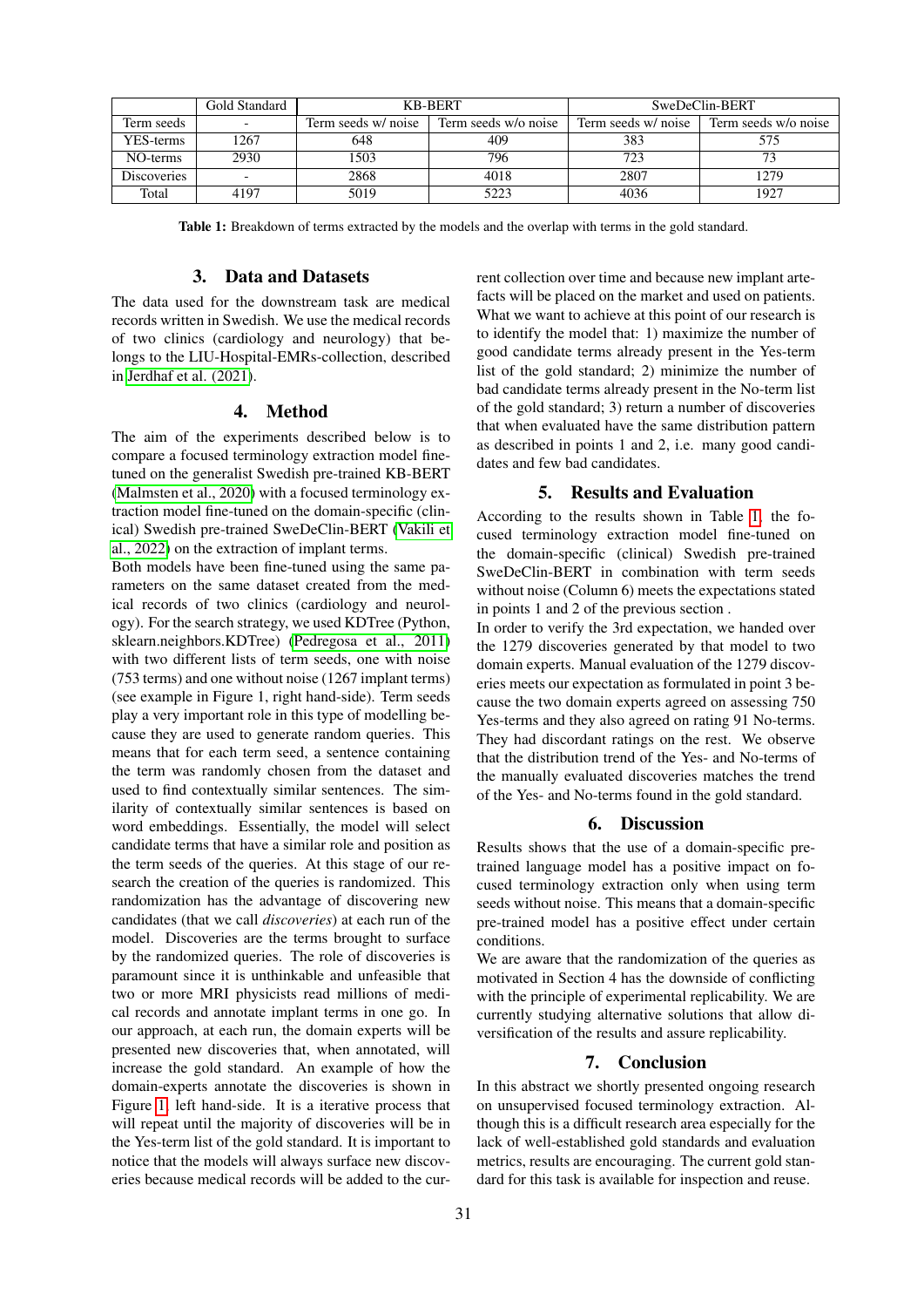| | Gold Standard | KB-BERT | | SweDeClin-BERT | |
|---|---|---|---|---|---|
| Term seeds | - | Term seeds w/ noise | Term seeds w/o noise | Term seeds w/ noise | Term seeds w/o noise |
| YES-terms | 1267 | 648 | 409 | 383 | 575 |
| NO-terms | 2930 | 1503 | 796 | 723 | 73 |
| Discoveries | - | 2868 | 4018 | 2807 | 1279 |
| Total | 4197 | 5019 | 5223 | 4036 | 1927 |

**Table 1:** Breakdown of terms extracted by the models and the overlap with terms in the gold standard.

## 3. Data and Datasets

The data used for the downstream task are medical records written in Swedish. We use the medical records of two clinics (cardiology and neurology) that belongs to the LIU-Hospital-EMRs-collection, described in Jerdhaf et al. (2021).

## 4. Method

The aim of the experiments described below is to compare a focused terminology extraction model fine-tuned on the generalist Swedish pre-trained KB-BERT (Malmsten et al., 2020) with a focused terminology extraction model fine-tuned on the domain-specific (clinical) Swedish pre-trained SweDeClin-BERT (Vakili et al., 2022) on the extraction of implant terms.

Both models have been fine-tuned using the same parameters on the same dataset created from the medical records of two clinics (cardiology and neurology). For the search strategy, we used KDTree (Python, sklearn.neighbors.KDTree) (Pedregosa et al., 2011) with two different lists of term seeds, one with noise (753 terms) and one without noise (1267 implant terms) (see example in Figure 1, right hand-side). Term seeds play a very important role in this type of modelling because they are used to generate random queries. This means that for each term seed, a sentence containing the term was randomly chosen from the dataset and used to find contextually similar sentences. The similarity of contextually similar sentences is based on word embeddings. Essentially, the model will select candidate terms that have a similar role and position as the term seeds of the queries. At this stage of our research the creation of the queries is randomized. This randomization has the advantage of discovering new candidates (that we call *discoveries*) at each run of the model. Discoveries are the terms brought to surface by the randomized queries. The role of discoveries is paramount since it is unthinkable and unfeasible that two or more MRI physicists read millions of medical records and annotate implant terms in one go. In our approach, at each run, the domain experts will be presented new discoveries that, when annotated, will increase the gold standard. An example of how the domain-experts annotate the discoveries is shown in Figure 1, left hand-side. It is a iterative process that will repeat until the majority of discoveries will be in the Yes-term list of the gold standard. It is important to notice that the models will always surface new discoveries because medical records will be added to the current collection over time and because new implant artefacts will be placed on the market and used on patients. What we want to achieve at this point of our research is to identify the model that: 1) maximize the number of good candidate terms already present in the Yes-term list of the gold standard; 2) minimize the number of bad candidate terms already present in the No-term list of the gold standard; 3) return a number of discoveries that when evaluated have the same distribution pattern as described in points 1 and 2, i.e. many good candidates and few bad candidates.

## 5. Results and Evaluation

According to the results shown in Table 1, the focused terminology extraction model fine-tuned on the domain-specific (clinical) Swedish pre-trained SweDeClin-BERT in combination with term seeds without noise (Column 6) meets the expectations stated in points 1 and 2 of the previous section .

In order to verify the 3rd expectation, we handed over the 1279 discoveries generated by that model to two domain experts. Manual evaluation of the 1279 discoveries meets our expectation as formulated in point 3 because the two domain experts agreed on assessing 750 Yes-terms and they also agreed on rating 91 No-terms. They had discordant ratings on the rest. We observe that the distribution trend of the Yes- and No-terms of the manually evaluated discoveries matches the trend of the Yes- and No-terms found in the gold standard.

## 6. Discussion

Results shows that the use of a domain-specific pre-trained language model has a positive impact on focused terminology extraction only when using term seeds without noise. This means that a domain-specific pre-trained model has a positive effect under certain conditions.

We are aware that the randomization of the queries as motivated in Section 4 has the downside of conflicting with the principle of experimental replicability. We are currently studying alternative solutions that allow diversification of the results and assure replicability.

## 7. Conclusion

In this abstract we shortly presented ongoing research on unsupervised focused terminology extraction. Although this is a difficult research area especially for the lack of well-established gold standards and evaluation metrics, results are encouraging. The current gold standard for this task is available for inspection and reuse.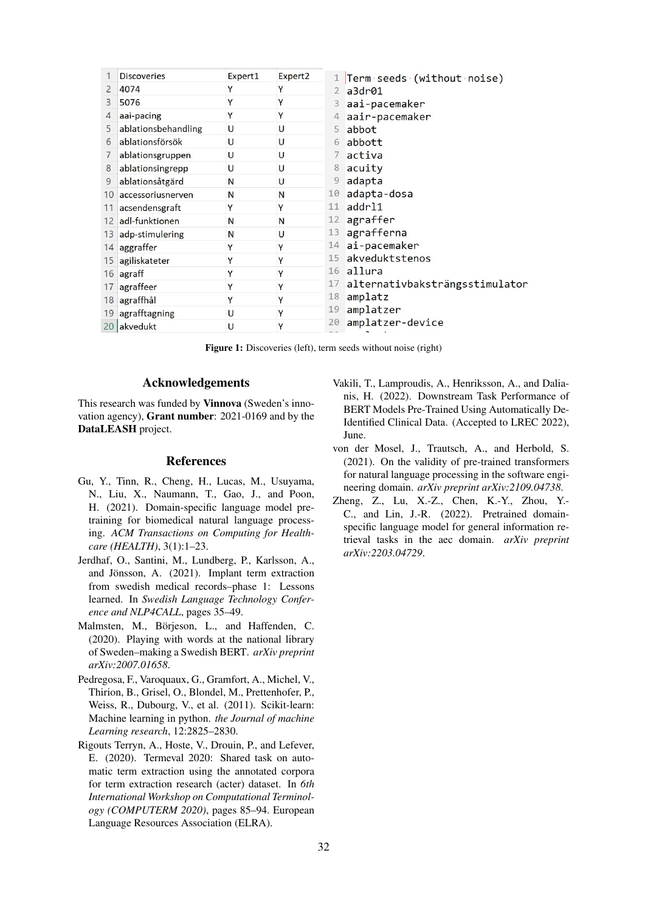|  | Discoveries | Expert1 | Expert2 |
|---|---|---|---|
| 1 | Discoveries | Expert1 | Expert2 |
| 2 | 4074 | Y | Y |
| 3 | 5076 | Y | Y |
| 4 | aai-pacing | Y | Y |
| 5 | ablationsbehandling | U | U |
| 6 | ablationsförsök | U | U |
| 7 | ablationsgruppen | U | U |
| 8 | ablationsingrepp | U | U |
| 9 | ablationsåtgärd | N | U |
| 10 | accessoriusnerven | N | N |
| 11 | acsendensgraft | Y | Y |
| 12 | adl-funktionen | N | N |
| 13 | adp-stimulering | N | U |
| 14 | aggraffer | Y | Y |
| 15 | agiliskateter | Y | Y |
| 16 | agraff | Y | Y |
| 17 | agraffeer | Y | Y |
| 18 | agraffhål | Y | Y |
| 19 | agrafftagning | U | Y |
| 20 | akvedukt | U | Y |

```
1  Term seeds (without noise)
2  a3dr01
3  aai-pacemaker
4  aair-pacemaker
5  abbot
6  abbott
7  activa
8  acuity
9  adapta
10 adapta-dosa
11 addrl1
12 agraffer
13 agrafferna
14 ai-pacemaker
15 akveduktstenos
16 allura
17 alternativbaksträngsstimulator
18 amplatz
19 amplatzer
20 amplatzer-device
```

**Figure 1:** Discoveries (left), term seeds without noise (right)

## Acknowledgements

This research was funded by **Vinnova** (Sweden's innovation agency), **Grant number**: 2021-0169 and by the **DataLEASH** project.

## References

Gu, Y., Tinn, R., Cheng, H., Lucas, M., Usuyama, N., Liu, X., Naumann, T., Gao, J., and Poon, H. (2021). Domain-specific language model pretraining for biomedical natural language processing. *ACM Transactions on Computing for Healthcare (HEALTH)*, 3(1):1–23.

Jerdhaf, O., Santini, M., Lundberg, P., Karlsson, A., and Jönsson, A. (2021). Implant term extraction from swedish medical records–phase 1: Lessons learned. In *Swedish Language Technology Conference and NLP4CALL*, pages 35–49.

Malmsten, M., Börjeson, L., and Haffenden, C. (2020). Playing with words at the national library of Sweden–making a Swedish BERT. *arXiv preprint arXiv:2007.01658*.

Pedregosa, F., Varoquaux, G., Gramfort, A., Michel, V., Thirion, B., Grisel, O., Blondel, M., Prettenhofer, P., Weiss, R., Dubourg, V., et al. (2011). Scikit-learn: Machine learning in python. *the Journal of machine Learning research*, 12:2825–2830.

Rigouts Terryn, A., Hoste, V., Drouin, P., and Lefever, E. (2020). Termeval 2020: Shared task on automatic term extraction using the annotated corpora for term extraction research (acter) dataset. In *6th International Workshop on Computational Terminology (COMPUTERM 2020)*, pages 85–94. European Language Resources Association (ELRA).

Vakili, T., Lamproudis, A., Henriksson, A., and Dalianis, H. (2022). Downstream Task Performance of BERT Models Pre-Trained Using Automatically De-Identified Clinical Data. (Accepted to LREC 2022), June.

von der Mosel, J., Trautsch, A., and Herbold, S. (2021). On the validity of pre-trained transformers for natural language processing in the software engineering domain. *arXiv preprint arXiv:2109.04738*.

Zheng, Z., Lu, X.-Z., Chen, K.-Y., Zhou, Y.-C., and Lin, J.-R. (2022). Pretrained domain-specific language model for general information retrieval tasks in the aec domain. *arXiv preprint arXiv:2203.04729*.